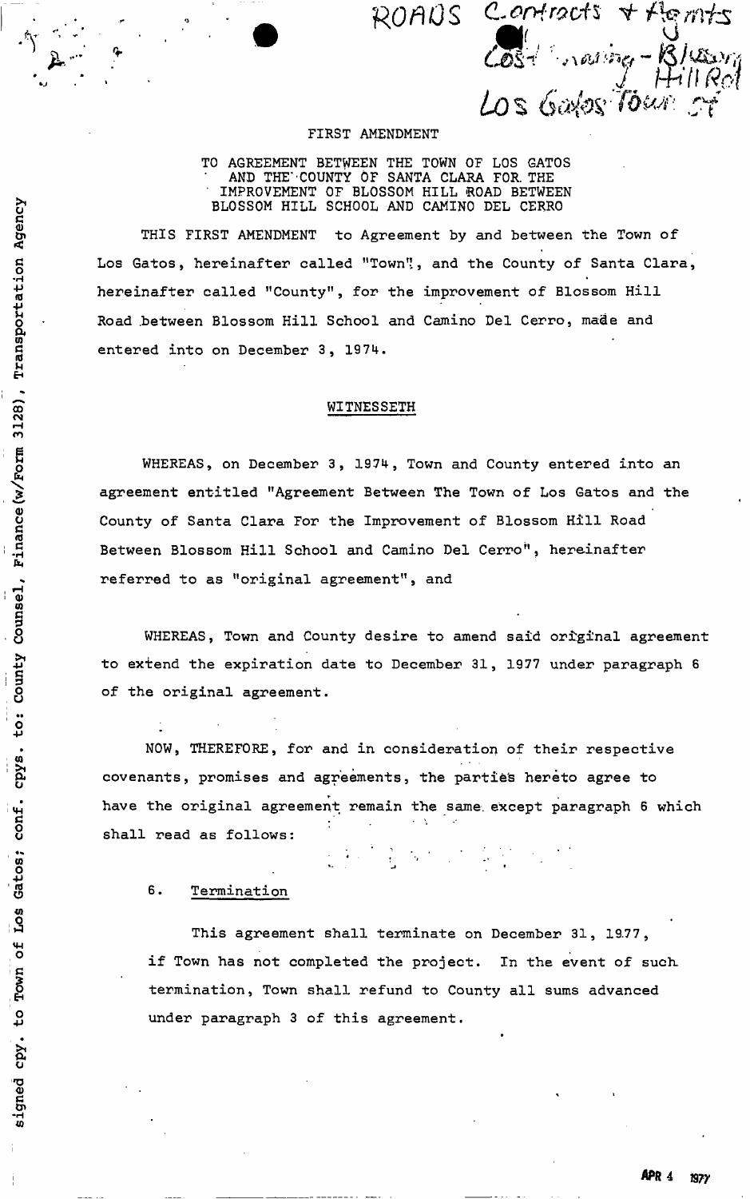ROADS Contracts + Agmts
Cost-sharing - Blossom Hill Rd
Los Gatos Town of

# FIRST AMENDMENT

## TO AGREEMENT BETWEEN THE TOWN OF LOS GATOS AND THE COUNTY OF SANTA CLARA FOR THE IMPROVEMENT OF BLOSSOM HILL ROAD BETWEEN BLOSSOM HILL SCHOOL AND CAMINO DEL CERRO

THIS FIRST AMENDMENT to Agreement by and between the Town of Los Gatos, hereinafter called "Town", and the County of Santa Clara, hereinafter called "County", for the improvement of Blossom Hill Road between Blossom Hill School and Camino Del Cerro, made and entered into on December 3, 1974.

WITNESSETH

WHEREAS, on December 3, 1974, Town and County entered into an agreement entitled "Agreement Between The Town of Los Gatos and the County of Santa Clara For the Improvement of Blossom Hill Road Between Blossom Hill School and Camino Del Cerro", hereinafter referred to as "original agreement", and

WHEREAS, Town and County desire to amend said original agreement to extend the expiration date to December 31, 1977 under paragraph 6 of the original agreement.

NOW, THEREFORE, for and in consideration of their respective covenants, promises and agreements, the parties hereto agree to have the original agreement remain the same except paragraph 6 which shall read as follows:

6. Termination

This agreement shall terminate on December 31, 1977, if Town has not completed the project. In the event of such termination, Town shall refund to County all sums advanced under paragraph 3 of this agreement.

signed cpy. to Town of Los Gatos; conf. cpys. to: County Counsel, Finance (w/Form 3128), Transportation Agency

APR 4 1977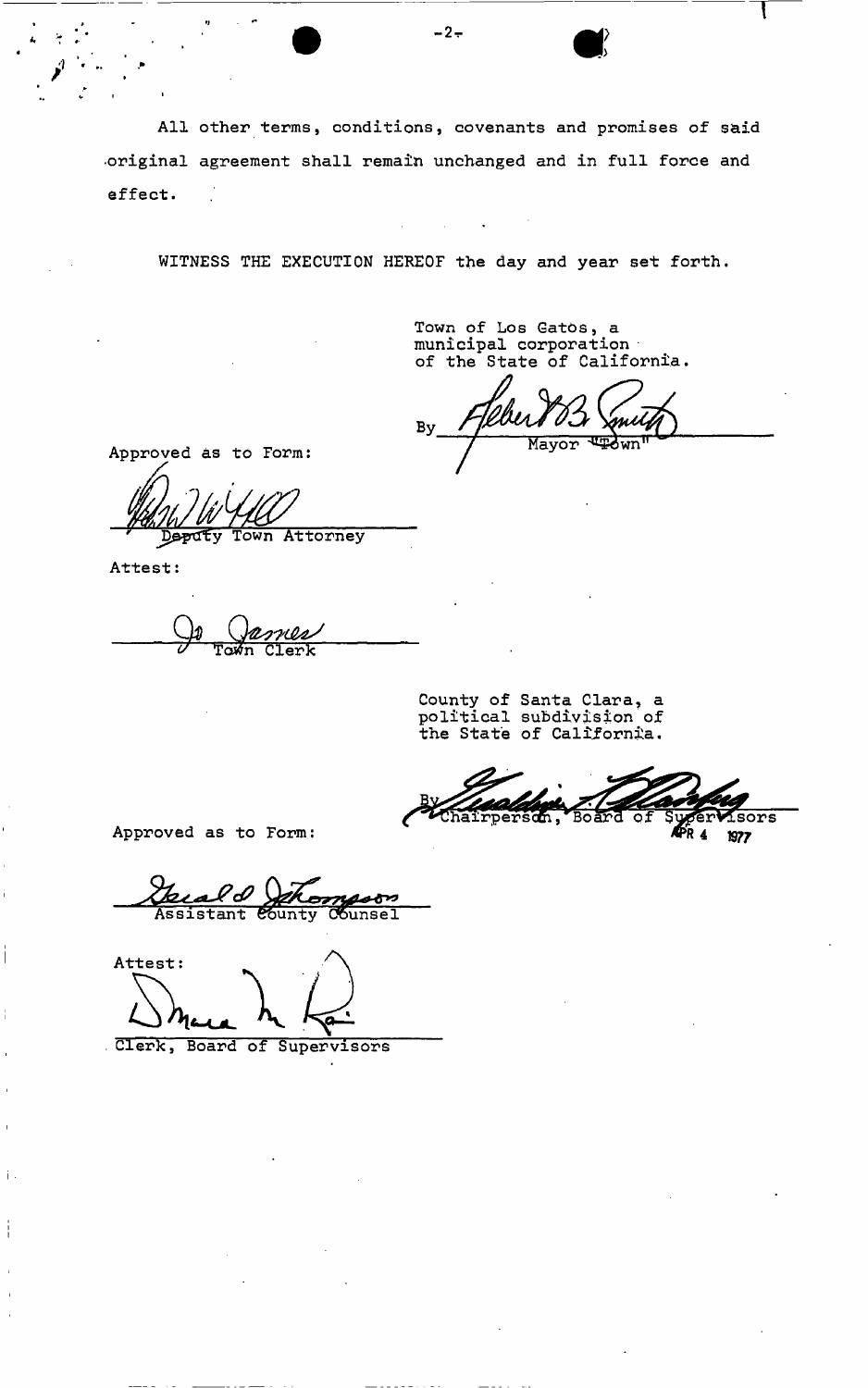All other terms, conditions, covenants and promises of said original agreement shall remain unchanged and in full force and effect.

WITNESS THE EXECUTION HEREOF the day and year set forth.

Town of Los Gatos, a municipal corporation of the State of California.

By ______________________
Mayor "Town"

Approved as to Form:

______________________
Deputy Town Attorney

Attest:

______________________
Town Clerk

County of Santa Clara, a political subdivision of the State of California.

By ______________________
Chairperson, Board of Supervisors
APR 4 1977

Approved as to Form:

______________________
Assistant County Counsel

Attest:

______________________
Clerk, Board of Supervisors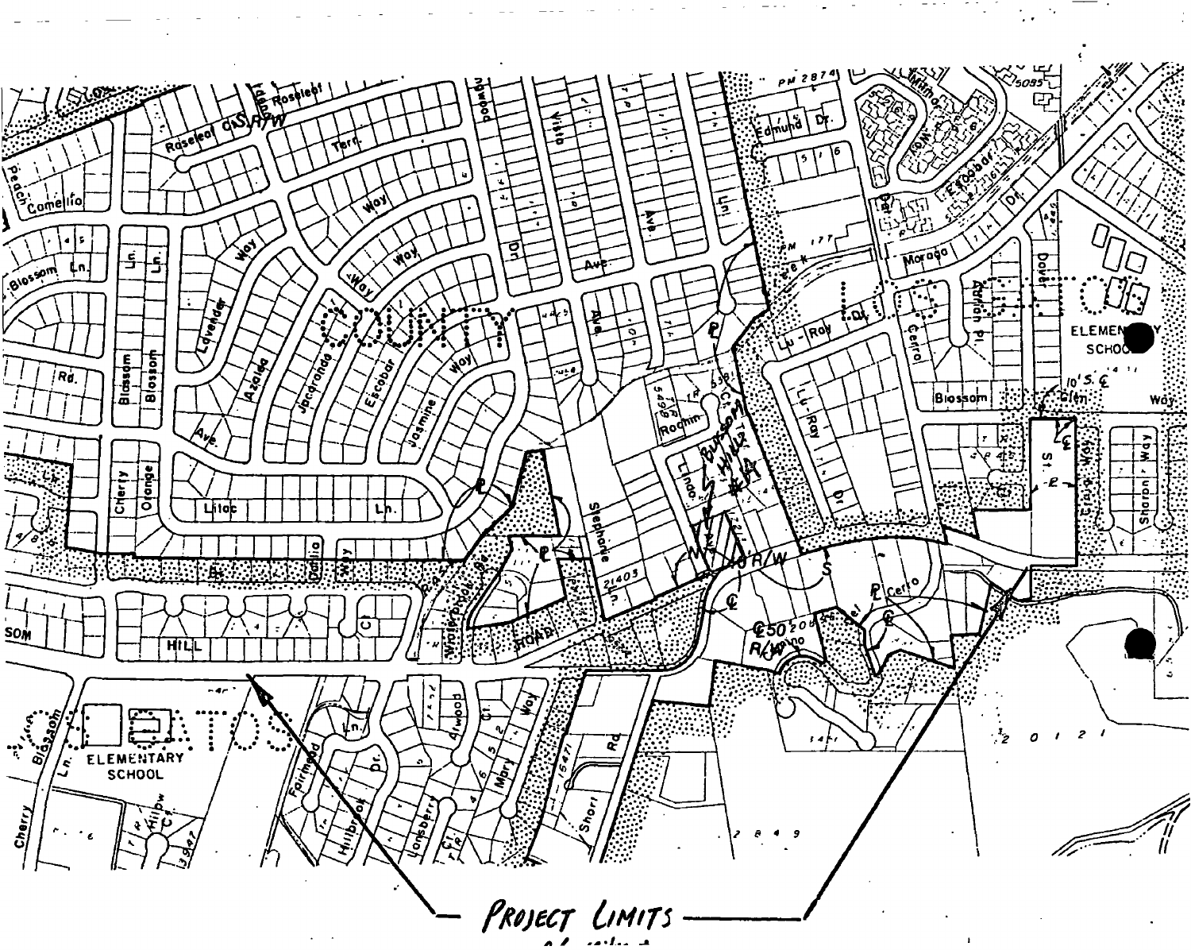PROJECT LIMITS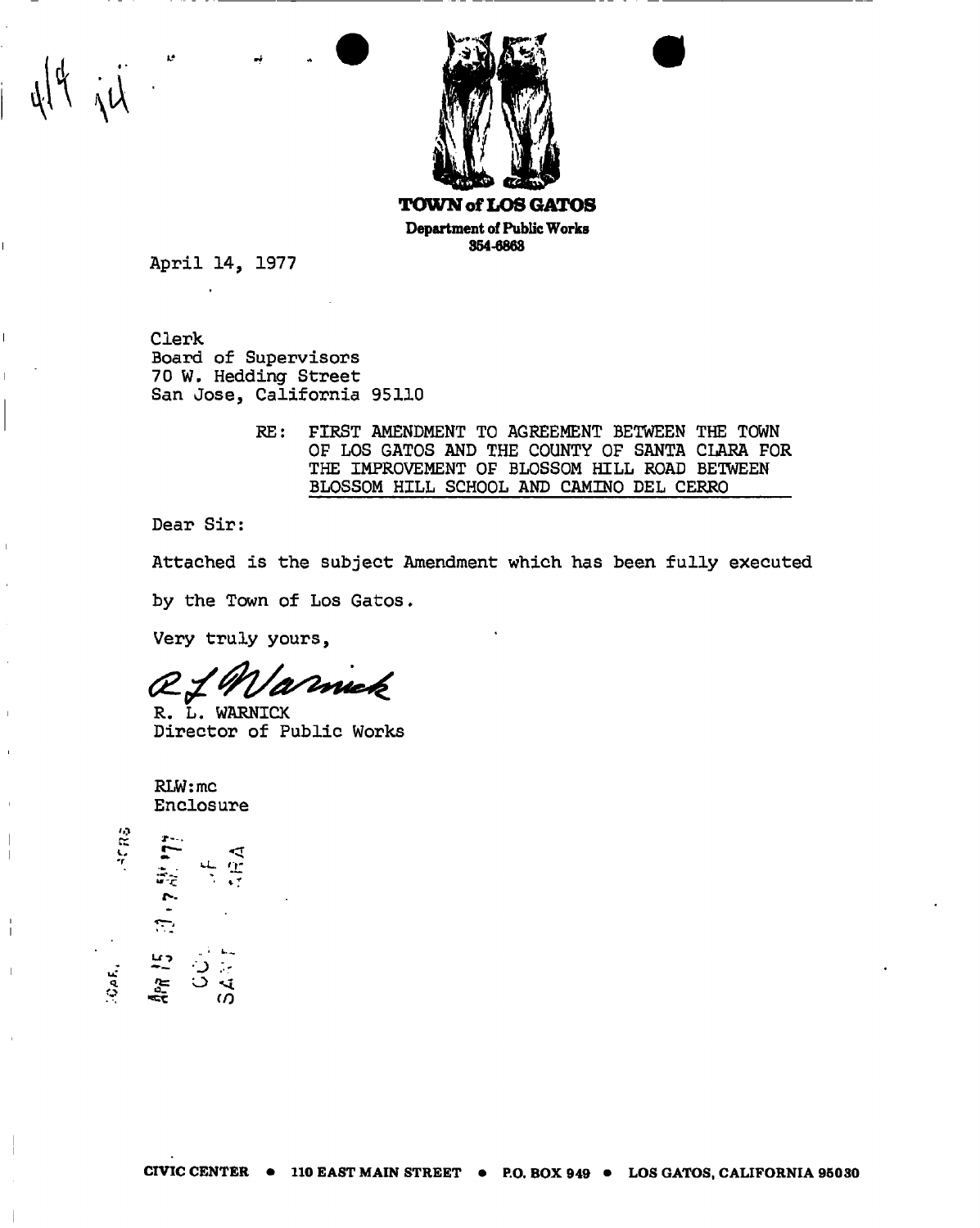**TOWN of LOS GATOS**
**Department of Public Works**
**354-6863**

April 14, 1977

Clerk
Board of Supervisors
70 W. Hedding Street
San Jose, California 95110

RE: FIRST AMENDMENT TO AGREEMENT BETWEEN THE TOWN OF LOS GATOS AND THE COUNTY OF SANTA CLARA FOR THE IMPROVEMENT OF BLOSSOM HILL ROAD BETWEEN BLOSSOM HILL SCHOOL AND CAMINO DEL CERRO

Dear Sir:

Attached is the subject Amendment which has been fully executed by the Town of Los Gatos.

Very truly yours,

R. L. Warnick

R. L. WARNICK
Director of Public Works

RLW:mc
Enclosure

CIVIC CENTER • 110 EAST MAIN STREET • P.O. BOX 949 • LOS GATOS, CALIFORNIA 95030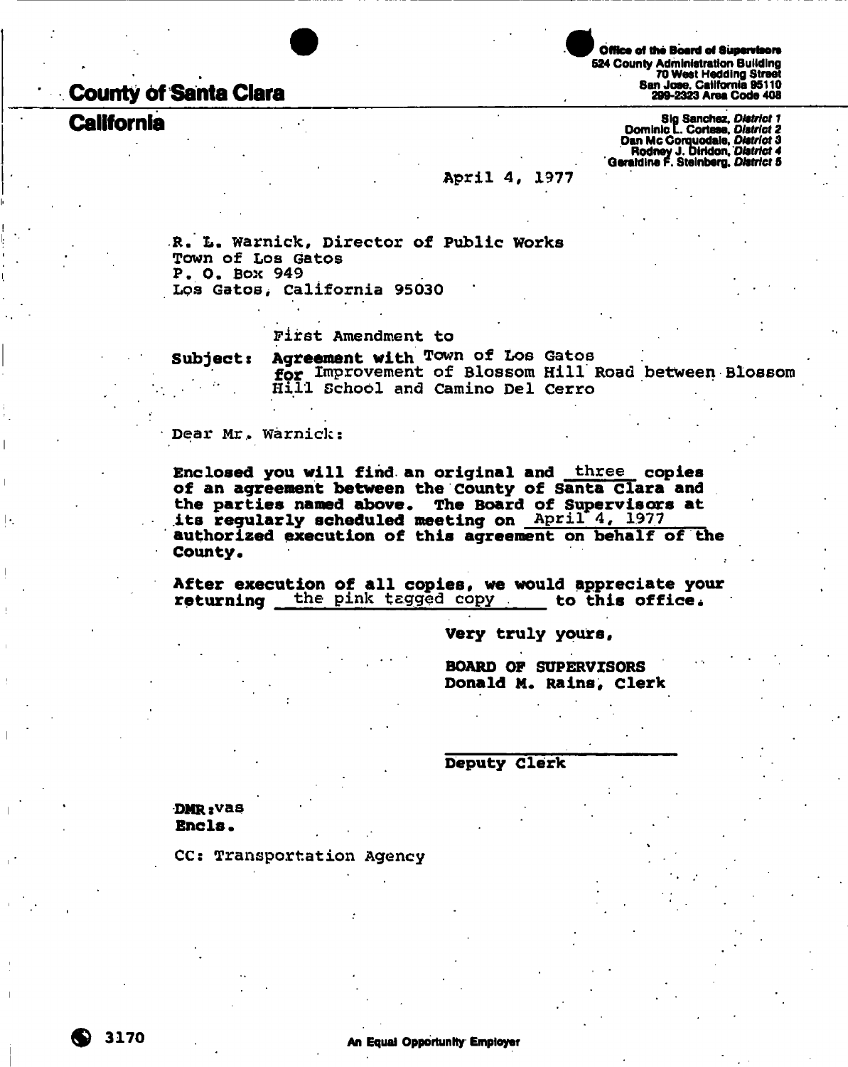# County of Santa Clara

## California

Office of the Board of Supervisors
524 County Administration Building
70 West Hedding Street
San Jose, California 95110
299-2323 Area Code 408

Sig Sanchez, *District 1*
Dominic L. Cortese, *District 2*
Dan Mc Corquodale, *District 3*
Rodney J. Diridon, *District 4*
Geraldine F. Steinberg, *District 5*

April 4, 1977

R. L. Warnick, Director of Public Works
Town of Los Gatos
P. O. Box 949
Los Gatos, California 95030

**Subject:** First Amendment to
**Agreement with** Town of Los Gatos
**for** Improvement of Blossom Hill Road between Blossom Hill School and Camino Del Cerro

Dear Mr. Warnick:

**Enclosed you will find an original and** three **copies of an agreement between the County of Santa Clara and the parties named above. The Board of Supervisors at its regularly scheduled meeting on** April 4, 1977 **authorized execution of this agreement on behalf of the County.**

**After execution of all copies, we would appreciate your returning** the pink tagged copy **to this office.**

**Very truly yours,**

**BOARD OF SUPERVISORS**
**Donald M. Rains, Clerk**

**Deputy Clerk**

**DMR:**vas
**Encls.**

CC: Transportation Agency

3170

An Equal Opportunity Employer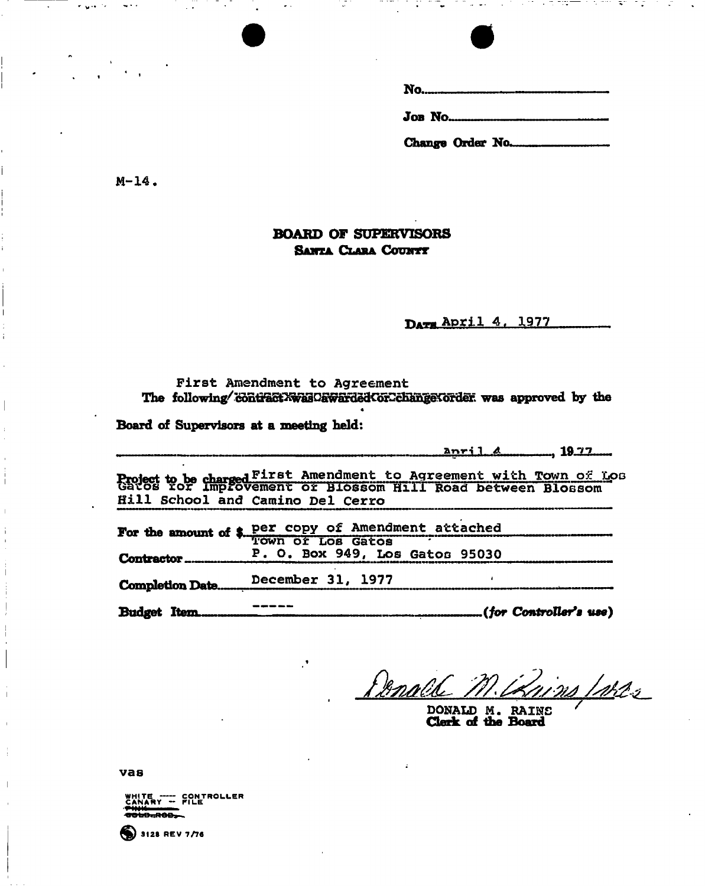No.

Job No.

Change Order No.

M-14.

**BOARD OF SUPERVISORS**
**SANTA CLARA COUNTY**

DATE April 4, 1977

First Amendment to Agreement
The following ~~contract was awarded or change order~~ was approved by the Board of Supervisors at a meeting held:

April 4, 1977

Project to be charged First Amendment to Agreement with Town of Los Gatos for Improvement of Blossom Hill Road between Blossom Hill School and Camino Del Cerro

For the amount of $ per copy of Amendment attached

Contractor Town of Los Gatos
P. O. Box 949, Los Gatos 95030

Completion Date December 31, 1977

Budget Item ----- *(for Controller's use)*

DONALD M. RAINS
Clerk of the Board

vas

WHITE ---- CONTROLLER
CANARY -- FILE
~~PINK~~
~~GOLD. ROD~~

3128 REV 7/76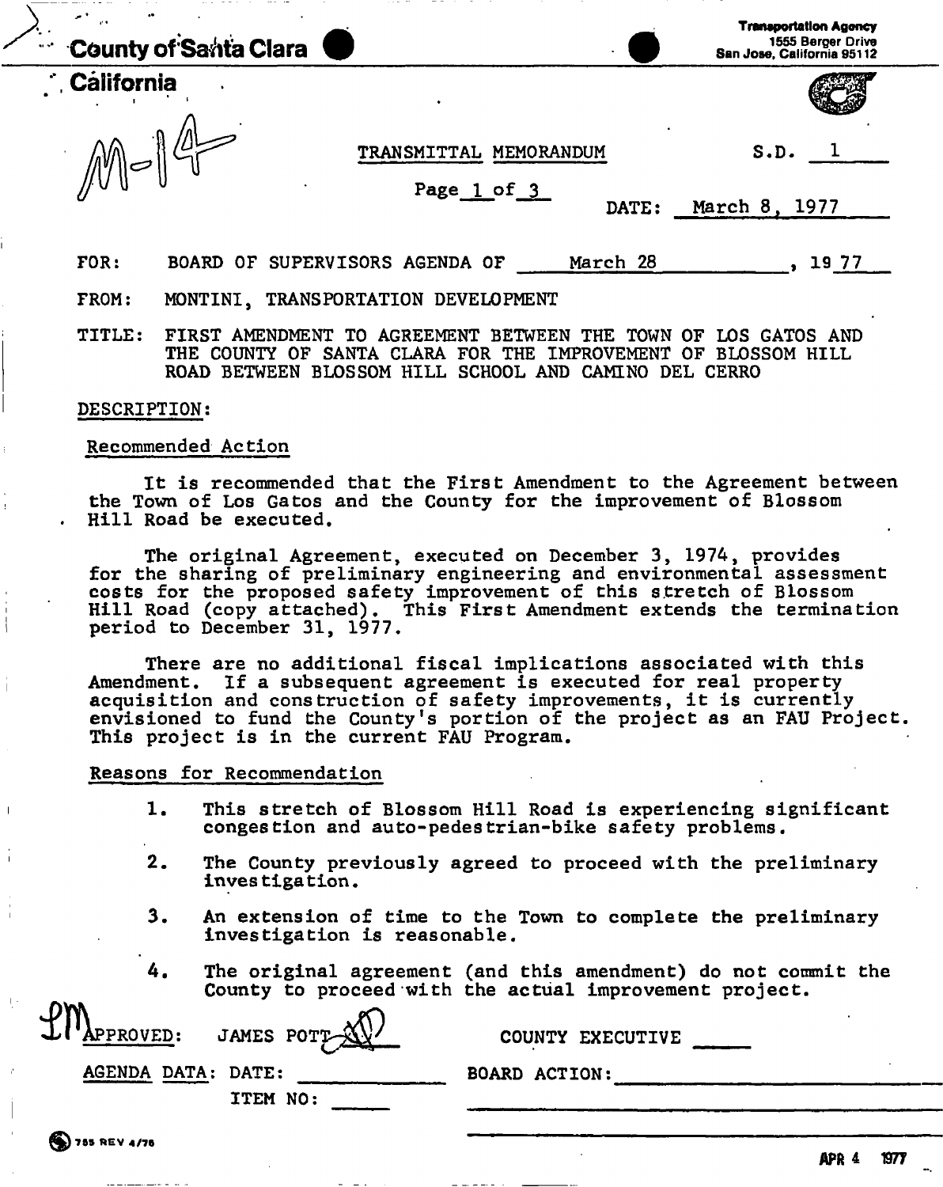County of Santa Clara

California

Transportation Agency
1555 Berger Drive
San Jose, California 95112

M-14

TRANSMITTAL MEMORANDUM

S.D. 1

Page 1 of 3

DATE: March 8, 1977

FOR: BOARD OF SUPERVISORS AGENDA OF March 28, 1977

FROM: MONTINI, TRANSPORTATION DEVELOPMENT

TITLE: FIRST AMENDMENT TO AGREEMENT BETWEEN THE TOWN OF LOS GATOS AND THE COUNTY OF SANTA CLARA FOR THE IMPROVEMENT OF BLOSSOM HILL ROAD BETWEEN BLOSSOM HILL SCHOOL AND CAMINO DEL CERRO

DESCRIPTION:

Recommended Action

It is recommended that the First Amendment to the Agreement between the Town of Los Gatos and the County for the improvement of Blossom Hill Road be executed.

The original Agreement, executed on December 3, 1974, provides for the sharing of preliminary engineering and environmental assessment costs for the proposed safety improvement of this stretch of Blossom Hill Road (copy attached). This First Amendment extends the termination period to December 31, 1977.

There are no additional fiscal implications associated with this Amendment. If a subsequent agreement is executed for real property acquisition and construction of safety improvements, it is currently envisioned to fund the County's portion of the project as an FAU Project. This project is in the current FAU Program.

Reasons for Recommendation

1. This stretch of Blossom Hill Road is experiencing significant congestion and auto-pedestrian-bike safety problems.
2. The County previously agreed to proceed with the preliminary investigation.
3. An extension of time to the Town to complete the preliminary investigation is reasonable.
4. The original agreement (and this amendment) do not commit the County to proceed with the actual improvement project.

APPROVED: JAMES POTT COUNTY EXECUTIVE

AGENDA DATA: DATE: BOARD ACTION:

ITEM NO:

755 REV 4/76

APR 4 1977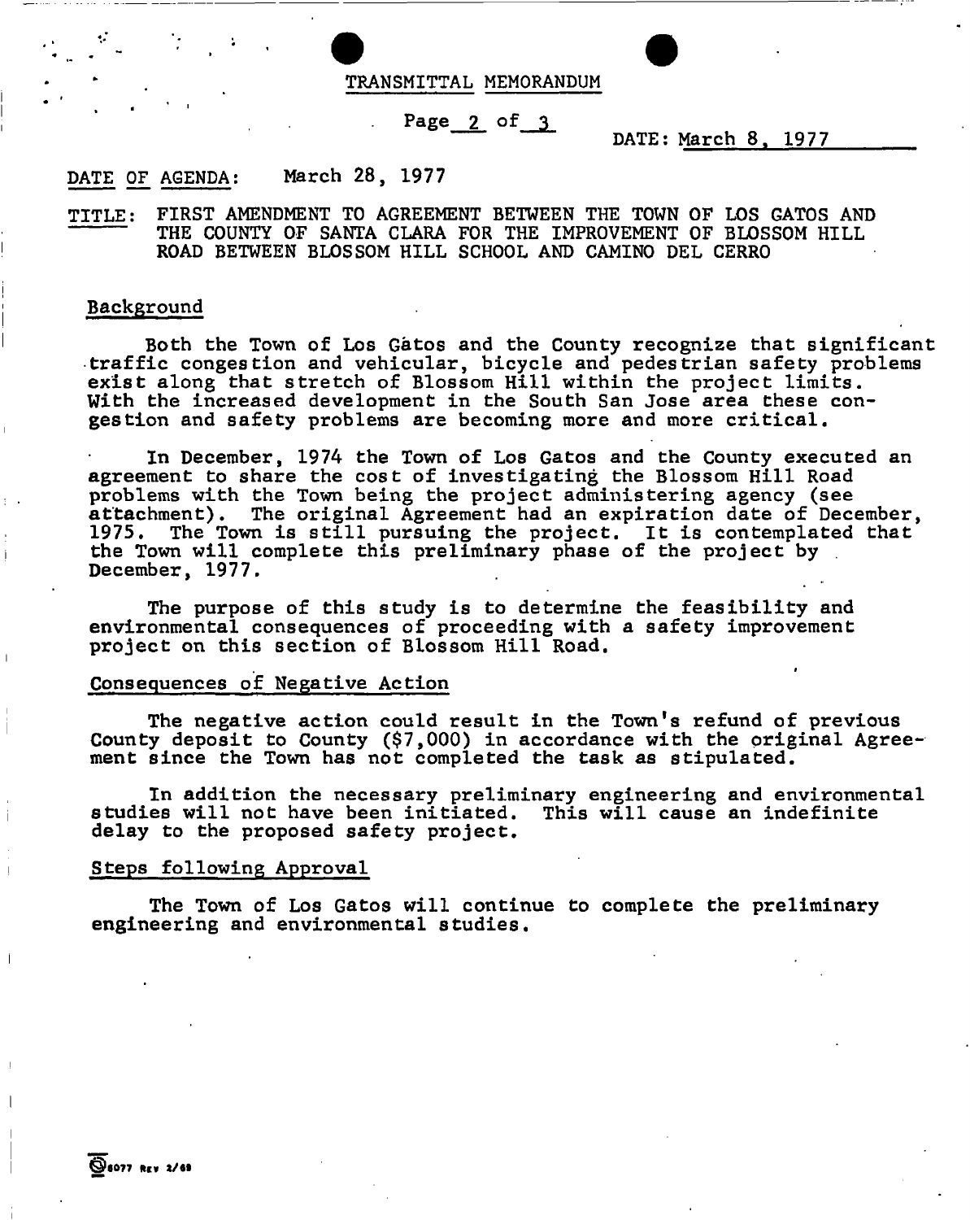TRANSMITTAL MEMORANDUM

DATE: March 8, 1977

DATE OF AGENDA: March 28, 1977

TITLE: FIRST AMENDMENT TO AGREEMENT BETWEEN THE TOWN OF LOS GATOS AND THE COUNTY OF SANTA CLARA FOR THE IMPROVEMENT OF BLOSSOM HILL ROAD BETWEEN BLOSSOM HILL SCHOOL AND CAMINO DEL CERRO

## Background

Both the Town of Los Gàtos and the County recognize that significant traffic congestion and vehicular, bicycle and pedestrian safety problems exist along that stretch of Blossom Hill within the project limits. With the increased development in the South San Jose area these congestion and safety problems are becoming more and more critical.

In December, 1974 the Town of Los Gatos and the County executed an agreement to share the cost of investigating the Blossom Hill Road problems with the Town being the project administering agency (see attachment). The original Agreement had an expiration date of December, 1975. The Town is still pursuing the project. It is contemplated that the Town will complete this preliminary phase of the project by December, 1977.

The purpose of this study is to determine the feasibility and environmental consequences of proceeding with a safety improvement project on this section of Blossom Hill Road.

## Consequences of Negative Action

The negative action could result in the Town's refund of previous County deposit to County ($7,000) in accordance with the original Agreement since the Town has not completed the task as stipulated.

In addition the necessary preliminary engineering and environmental studies will not have been initiated. This will cause an indefinite delay to the proposed safety project.

## Steps following Approval

The Town of Los Gatos will continue to complete the preliminary engineering and environmental studies.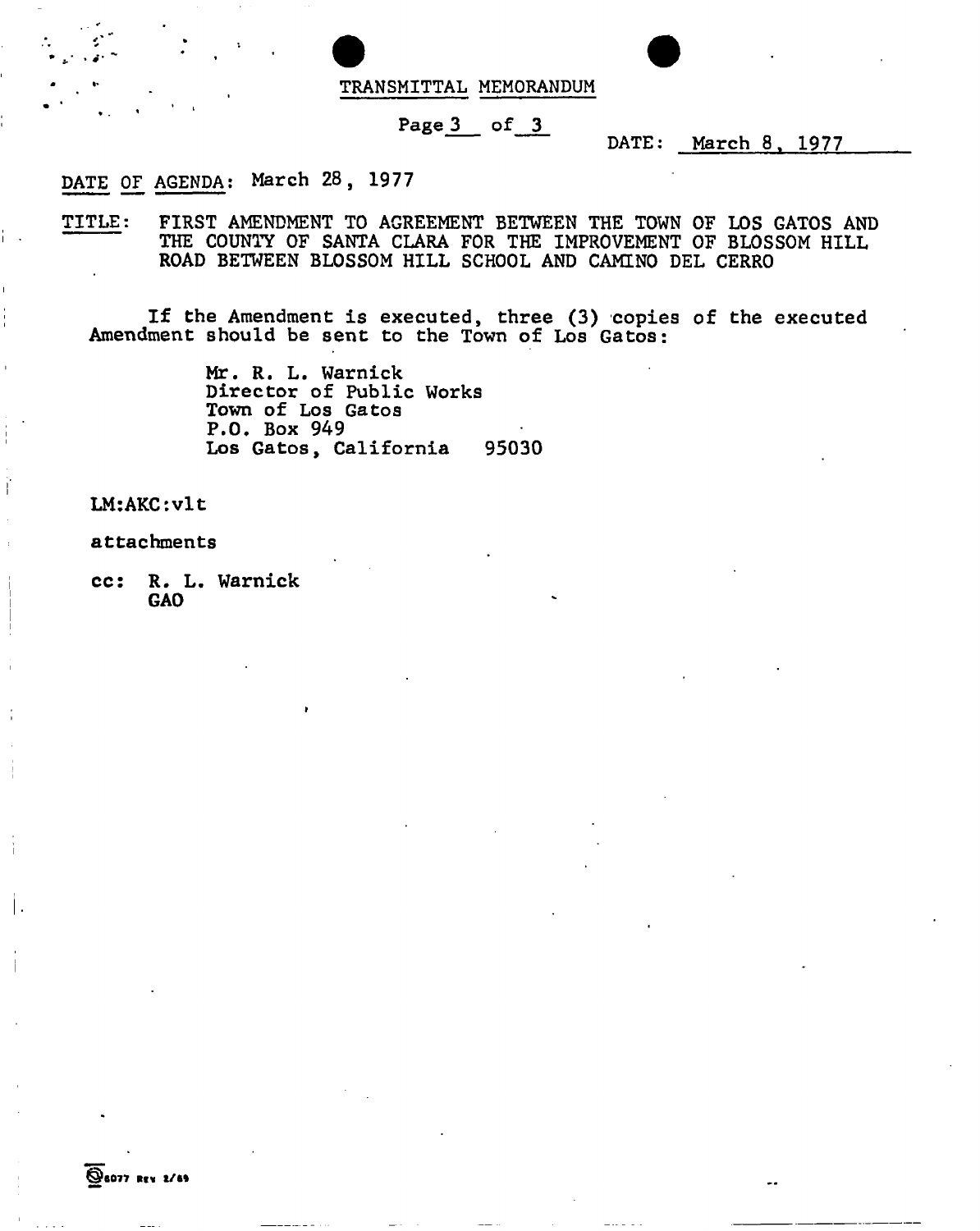TRANSMITTAL MEMORANDUM

DATE: March 8, 1977

DATE OF AGENDA: March 28, 1977

TITLE: FIRST AMENDMENT TO AGREEMENT BETWEEN THE TOWN OF LOS GATOS AND THE COUNTY OF SANTA CLARA FOR THE IMPROVEMENT OF BLOSSOM HILL ROAD BETWEEN BLOSSOM HILL SCHOOL AND CAMINO DEL CERRO

If the Amendment is executed, three (3) copies of the executed Amendment should be sent to the Town of Los Gatos:

Mr. R. L. Warnick
Director of Public Works
Town of Los Gatos
P.O. Box 949
Los Gatos, California 95030

LM:AKC:vlt

attachments

cc: R. L. Warnick
GAO

6077 REV 2/69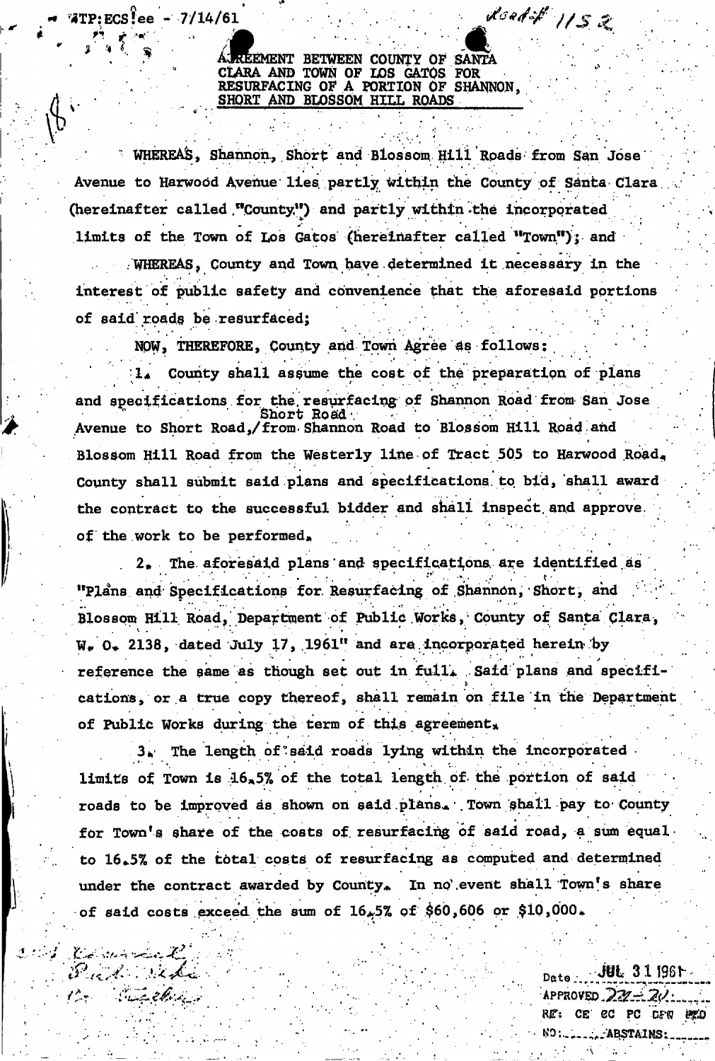ATP:ECS:ee - 7/14/61

Road # 1152

AGREEMENT BETWEEN COUNTY OF SANTA CLARA AND TOWN OF LOS GATOS FOR RESURFACING OF A PORTION OF SHANNON, SHORT AND BLOSSOM HILL ROADS

WHEREAS, Shannon, Short and Blossom Hill Roads from San Jose Avenue to Harwood Avenue lies partly within the County of Santa Clara (hereinafter called "County") and partly within the incorporated limits of the Town of Los Gatos (hereinafter called "Town"); and

WHEREAS, County and Town have determined it necessary in the interest of public safety and convenience that the aforesaid portions of said roads be resurfaced;

NOW, THEREFORE, County and Town Agree as follows:

1. County shall assume the cost of the preparation of plans and specifications for the resurfacing of Shannon Road from San Jose Avenue to Short Road, Short Road from Shannon Road to Blossom Hill Road and Blossom Hill Road from the Westerly line of Tract 505 to Harwood Road. County shall submit said plans and specifications to bid, shall award the contract to the successful bidder and shall inspect and approve of the work to be performed.

2. The aforesaid plans and specifications are identified as "Plans and Specifications for Resurfacing of Shannon, Short, and Blossom Hill Road, Department of Public Works, County of Santa Clara, W. O. 2138, dated July 17, 1961" and are incorporated herein by reference the same as though set out in full. Said plans and specifications, or a true copy thereof, shall remain on file in the Department of Public Works during the term of this agreement.

3. The length of said roads lying within the incorporated limits of Town is 16.5% of the total length of the portion of said roads to be improved as shown on said plans. Town shall pay to County for Town's share of the costs of resurfacing of said road, a sum equal to 16.5% of the total costs of resurfacing as computed and determined under the contract awarded by County. In no event shall Town's share of said costs exceed the sum of 16.5% of $60,606 or $10,000.

Date JUL 31 1961
APPROVED 22-20
RE: CE CC PC DPW BLD
NO: ____ ABSTAINS: ____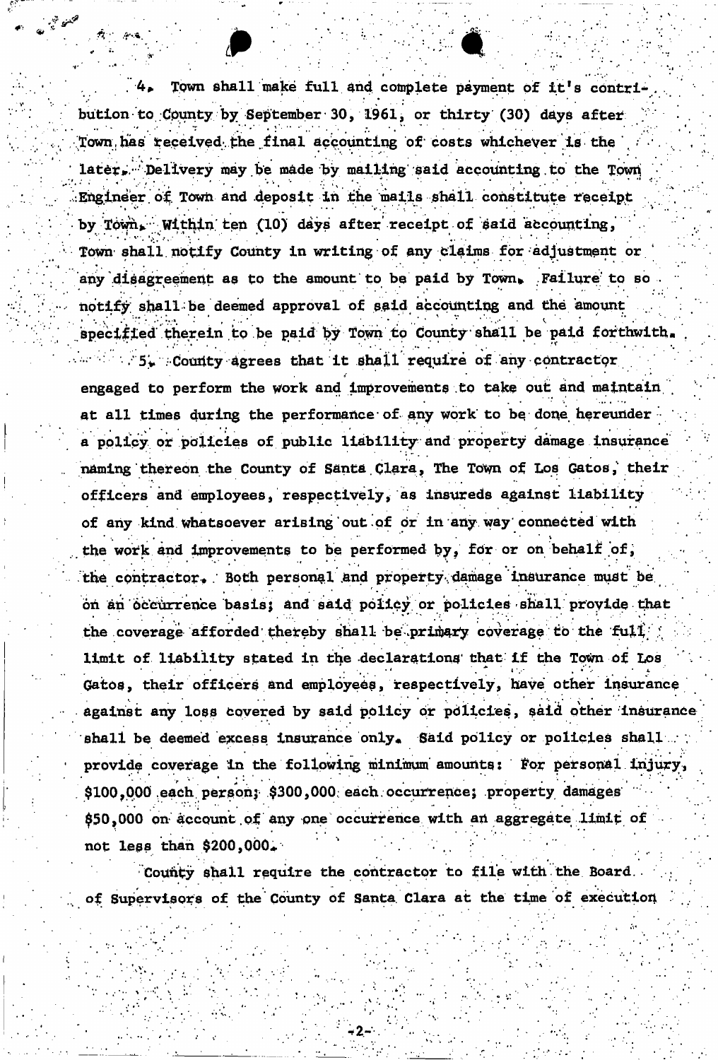4. Town shall make full and complete payment of it's contribution to County by September 30, 1961, or thirty (30) days after Town has received the final accounting of costs whichever is the later. Delivery may be made by mailing said accounting to the Town Engineer of Town and deposit in the mails shall constitute receipt by Town. Within ten (10) days after receipt of said accounting, Town shall notify County in writing of any claims for adjustment or any disagreement as to the amount to be paid by Town. Failure to so notify shall be deemed approval of said accounting and the amount specified therein to be paid by Town to County shall be paid forthwith.

5. County agrees that it shall require of any contractor engaged to perform the work and improvements to take out and maintain at all times during the performance of any work to be done hereunder a policy or policies of public liability and property damage insurance naming thereon the County of Santa Clara, The Town of Los Gatos, their officers and employees, respectively, as insureds against liability of any kind whatsoever arising out of or in any way connected with the work and improvements to be performed by, for or on behalf of, the contractor. Both personal and property damage insurance must be on an occurrence basis; and said policy or policies shall provide that the coverage afforded thereby shall be primary coverage to the full limit of liability stated in the declarations that if the Town of Los Gatos, their officers and employees, respectively, have other insurance against any loss covered by said policy or policies, said other insurance shall be deemed excess insurance only. Said policy or policies shall provide coverage in the following minimum amounts: For personal injury, $100,000 each person; $300,000 each occurrence; property damages $50,000 on account of any one occurrence with an aggregate limit of not less than $200,000.

County shall require the contractor to file with the Board of Supervisors of the County of Santa Clara at the time of execution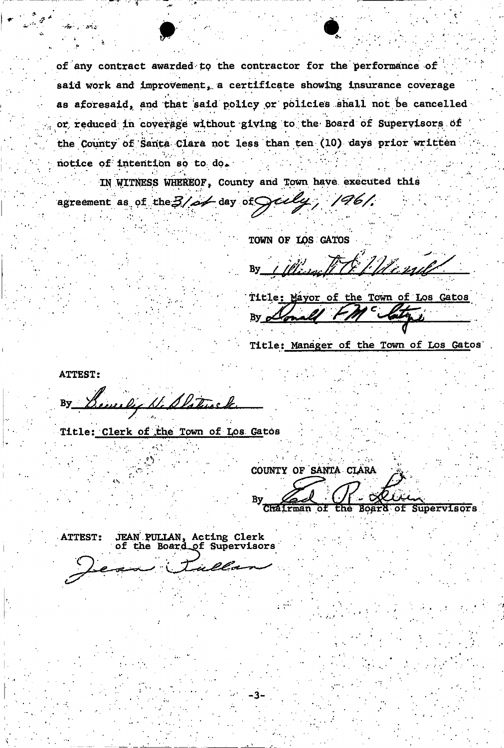of any contract awarded to the contractor for the performance of said work and improvement, a certificate showing insurance coverage as aforesaid, and that said policy or policies shall not be cancelled or reduced in coverage without giving to the Board of Supervisors of the County of Santa Clara not less than ten (10) days prior written notice of intention so to do.

IN WITNESS WHEREOF, County and Town have executed this agreement as of the 31st day of July, 1961.

TOWN OF LOS GATOS

By ________________________

Title: Mayor of the Town of Los Gatos

By ________________________

Title: Manager of the Town of Los Gatos

ATTEST:

By ________________________

Title: Clerk of the Town of Los Gatos

COUNTY OF SANTA CLARA

By ________________________
Chairman of the Board of Supervisors

ATTEST: JEAN PULLAN, Acting Clerk of the Board of Supervisors

Jean Pullan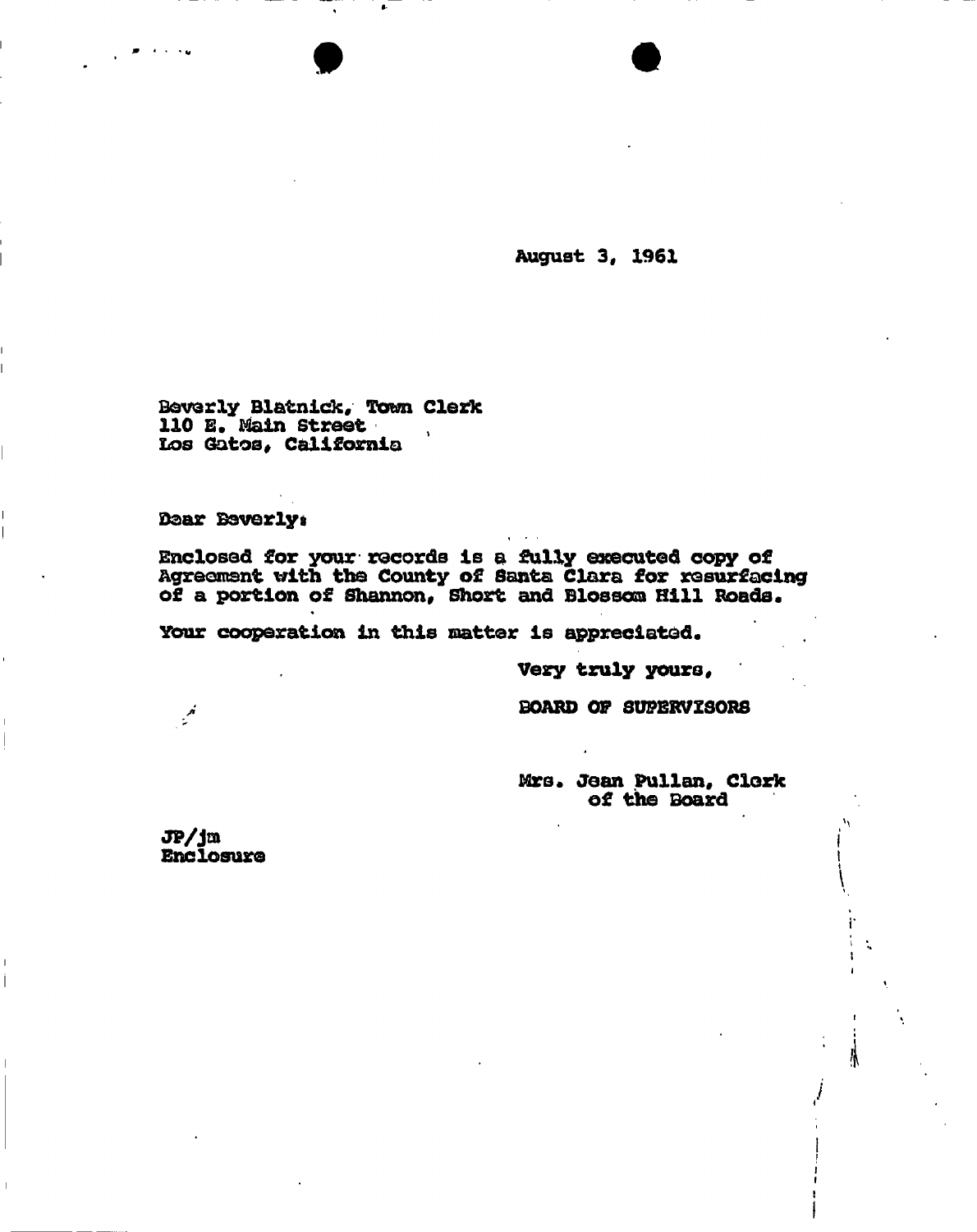August 3, 1961

Beverly Blatnick, Town Clerk
110 E. Main Street
Los Gatos, California

Dear Beverly:

Enclosed for your records is a fully executed copy of Agreement with the County of Santa Clara for resurfacing of a portion of Shannon, Short and Blossom Hill Roads.

Your cooperation in this matter is appreciated.

Very truly yours,

BOARD OF SUPERVISORS

Mrs. Jean Pullan, Clerk
of the Board

JP/jm
Enclosure